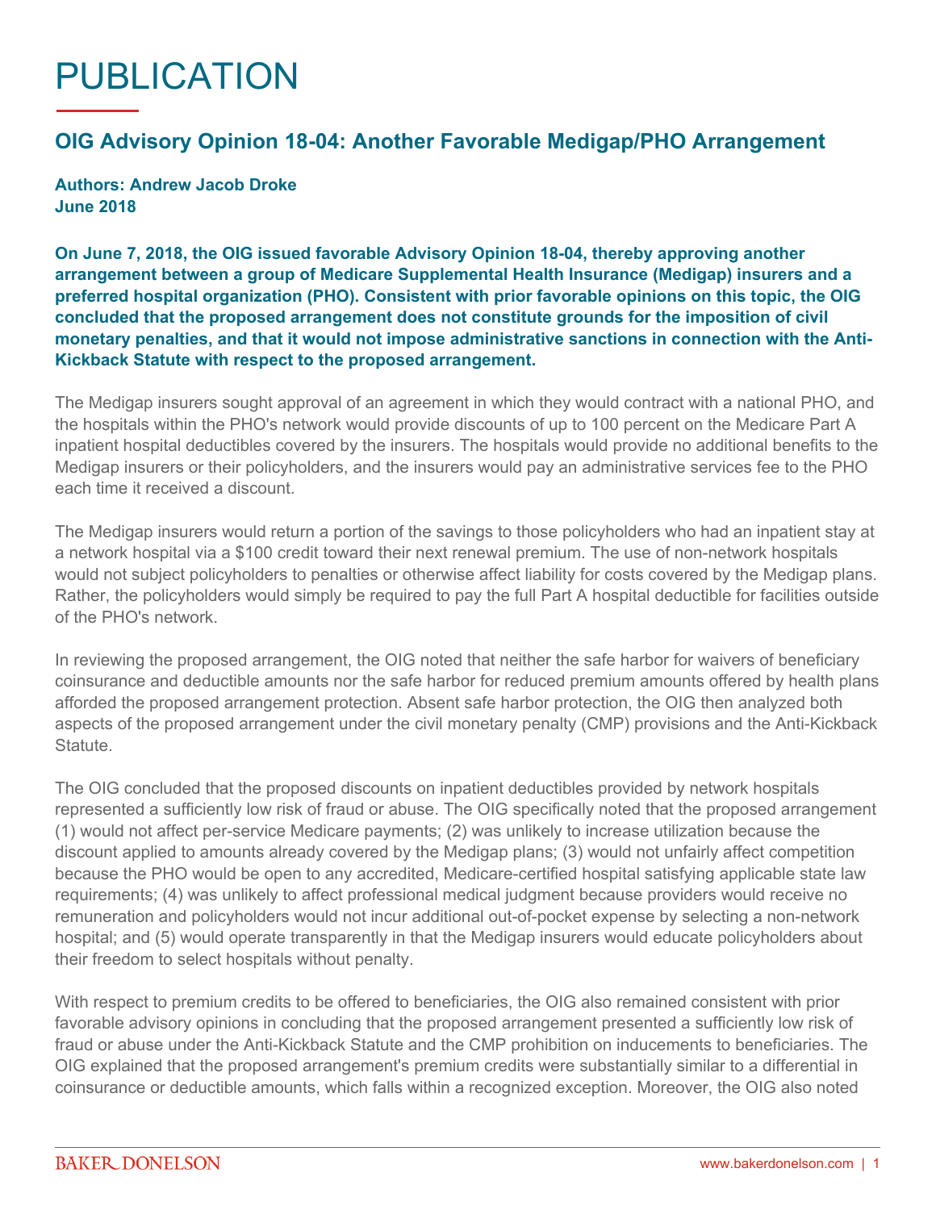# PUBLICATION

## OIG Advisory Opinion 18-04: Another Favorable Medigap/PHO Arrangement

**Authors: Andrew Jacob Droke**
**June 2018**

**On June 7, 2018, the OIG issued favorable Advisory Opinion 18-04, thereby approving another arrangement between a group of Medicare Supplemental Health Insurance (Medigap) insurers and a preferred hospital organization (PHO). Consistent with prior favorable opinions on this topic, the OIG concluded that the proposed arrangement does not constitute grounds for the imposition of civil monetary penalties, and that it would not impose administrative sanctions in connection with the Anti-Kickback Statute with respect to the proposed arrangement.**

The Medigap insurers sought approval of an agreement in which they would contract with a national PHO, and the hospitals within the PHO's network would provide discounts of up to 100 percent on the Medicare Part A inpatient hospital deductibles covered by the insurers. The hospitals would provide no additional benefits to the Medigap insurers or their policyholders, and the insurers would pay an administrative services fee to the PHO each time it received a discount.

The Medigap insurers would return a portion of the savings to those policyholders who had an inpatient stay at a network hospital via a $100 credit toward their next renewal premium. The use of non-network hospitals would not subject policyholders to penalties or otherwise affect liability for costs covered by the Medigap plans. Rather, the policyholders would simply be required to pay the full Part A hospital deductible for facilities outside of the PHO's network.

In reviewing the proposed arrangement, the OIG noted that neither the safe harbor for waivers of beneficiary coinsurance and deductible amounts nor the safe harbor for reduced premium amounts offered by health plans afforded the proposed arrangement protection. Absent safe harbor protection, the OIG then analyzed both aspects of the proposed arrangement under the civil monetary penalty (CMP) provisions and the Anti-Kickback Statute.

The OIG concluded that the proposed discounts on inpatient deductibles provided by network hospitals represented a sufficiently low risk of fraud or abuse. The OIG specifically noted that the proposed arrangement (1) would not affect per-service Medicare payments; (2) was unlikely to increase utilization because the discount applied to amounts already covered by the Medigap plans; (3) would not unfairly affect competition because the PHO would be open to any accredited, Medicare-certified hospital satisfying applicable state law requirements; (4) was unlikely to affect professional medical judgment because providers would receive no remuneration and policyholders would not incur additional out-of-pocket expense by selecting a non-network hospital; and (5) would operate transparently in that the Medigap insurers would educate policyholders about their freedom to select hospitals without penalty.

With respect to premium credits to be offered to beneficiaries, the OIG also remained consistent with prior favorable advisory opinions in concluding that the proposed arrangement presented a sufficiently low risk of fraud or abuse under the Anti-Kickback Statute and the CMP prohibition on inducements to beneficiaries. The OIG explained that the proposed arrangement's premium credits were substantially similar to a differential in coinsurance or deductible amounts, which falls within a recognized exception. Moreover, the OIG also noted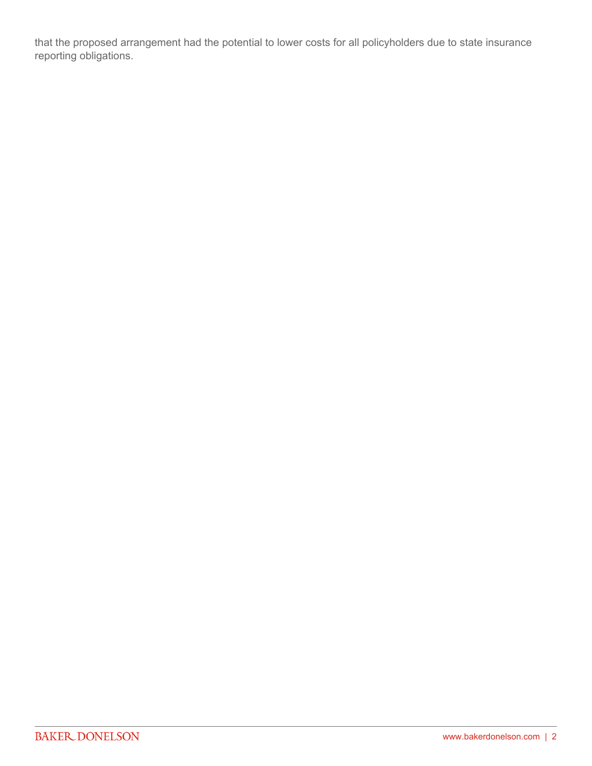that the proposed arrangement had the potential to lower costs for all policyholders due to state insurance reporting obligations.